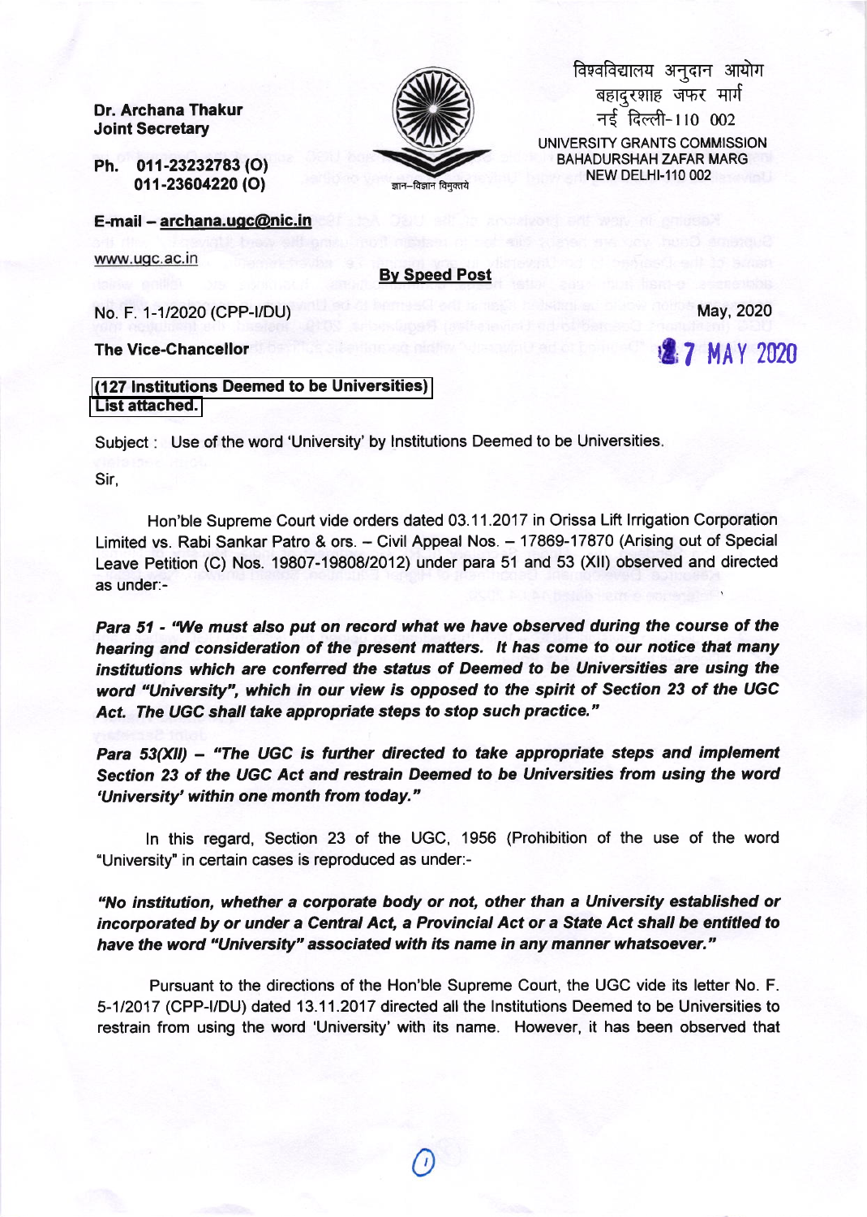Dr. Archana Thakur
Joint Secretary

Ph. 011-23232783 (O)
011-23604220 (O)

E-mail – archana.ugc@nic.in

www.ugc.ac.in

विश्वविद्यालय अनुदान आयोग
बहादुरशाह जफर मार्ग
नई दिल्ली-110 002

UNIVERSITY GRANTS COMMISSION
BAHADURSHAH ZAFAR MARG
NEW DELHI-110 002

ज्ञान–विज्ञान विमुक्तये

**By Speed Post**

No. F. 1-1/2020 (CPP-I/DU) May, 2020

27 MAY 2020

**The Vice-Chancellor**

**(127 Institutions Deemed to be Universities)**
**List attached.**

Subject : Use of the word 'University' by Institutions Deemed to be Universities.

Sir,

Hon'ble Supreme Court vide orders dated 03.11.2017 in Orissa Lift Irrigation Corporation Limited vs. Rabi Sankar Patro & ors. – Civil Appeal Nos. – 17869-17870 (Arising out of Special Leave Petition (C) Nos. 19807-19808/2012) under para 51 and 53 (XII) observed and directed as under:-

***Para 51 - "We must also put on record what we have observed during the course of the hearing and consideration of the present matters. It has come to our notice that many institutions which are conferred the status of Deemed to be Universities are using the word "University", which in our view is opposed to the spirit of Section 23 of the UGC Act. The UGC shall take appropriate steps to stop such practice."***

***Para 53(XII) – "The UGC is further directed to take appropriate steps and implement Section 23 of the UGC Act and restrain Deemed to be Universities from using the word 'University' within one month from today."***

In this regard, Section 23 of the UGC, 1956 (Prohibition of the use of the word "University" in certain cases is reproduced as under:-

***"No institution, whether a corporate body or not, other than a University established or incorporated by or under a Central Act, a Provincial Act or a State Act shall be entitled to have the word "University" associated with its name in any manner whatsoever."***

Pursuant to the directions of the Hon'ble Supreme Court, the UGC vide its letter No. F. 5-1/2017 (CPP-I/DU) dated 13.11.2017 directed all the Institutions Deemed to be Universities to restrain from using the word 'University' with its name. However, it has been observed that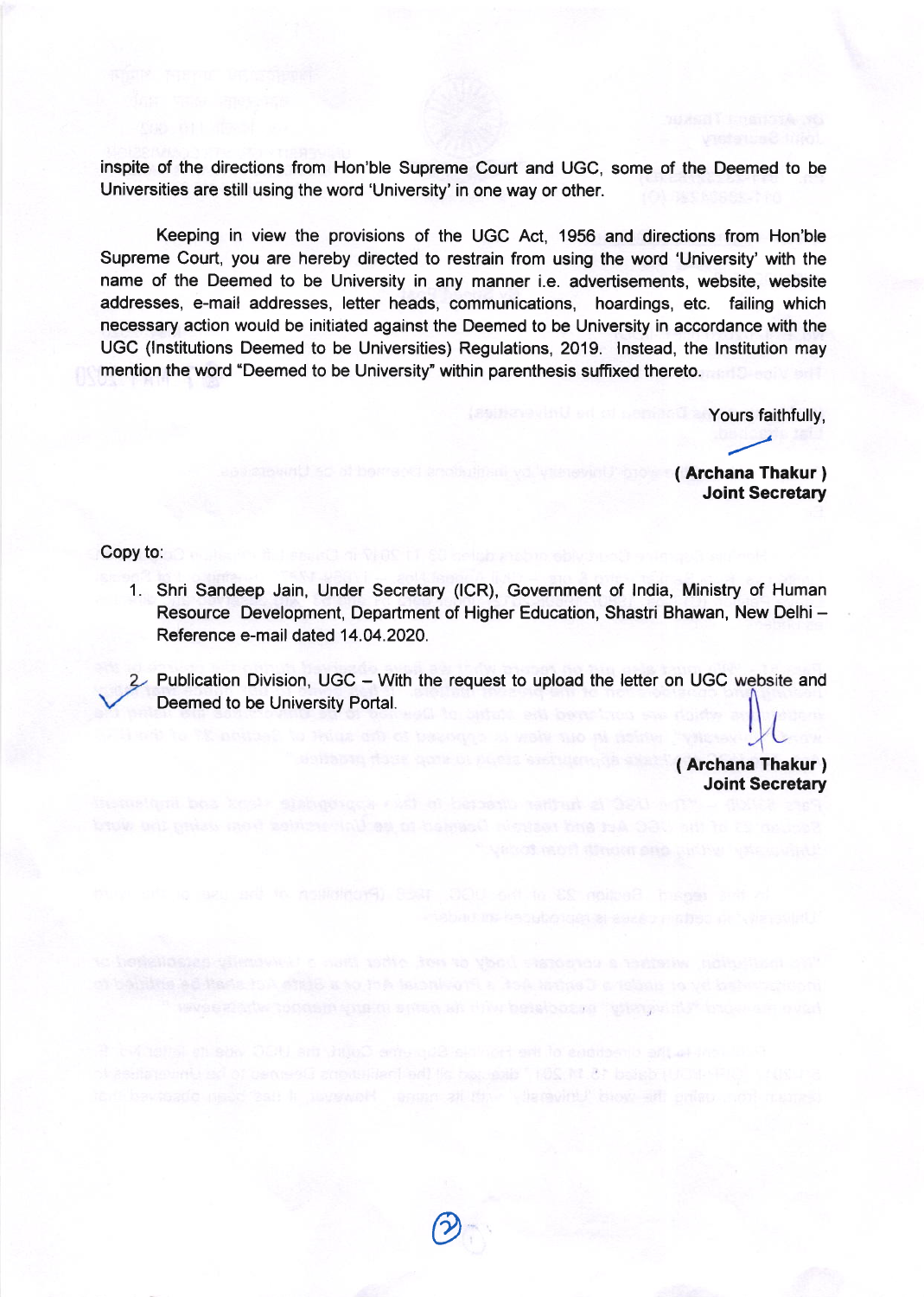inspite of the directions from Hon'ble Supreme Court and UGC, some of the Deemed to be Universities are still using the word 'University' in one way or other.

Keeping in view the provisions of the UGC Act, 1956 and directions from Hon'ble Supreme Court, you are hereby directed to restrain from using the word 'University' with the name of the Deemed to be University in any manner i.e. advertisements, website, website addresses, e-mail addresses, letter heads, communications, hoardings, etc. failing which necessary action would be initiated against the Deemed to be University in accordance with the UGC (Institutions Deemed to be Universities) Regulations, 2019. Instead, the Institution may mention the word "Deemed to be University" within parenthesis suffixed thereto.

Yours faithfully,

**( Archana Thakur )**
**Joint Secretary**

Copy to:

1. Shri Sandeep Jain, Under Secretary (ICR), Government of India, Ministry of Human Resource Development, Department of Higher Education, Shastri Bhawan, New Delhi – Reference e-mail dated 14.04.2020.

2. Publication Division, UGC – With the request to upload the letter on UGC website and Deemed to be University Portal.

**( Archana Thakur )**
**Joint Secretary**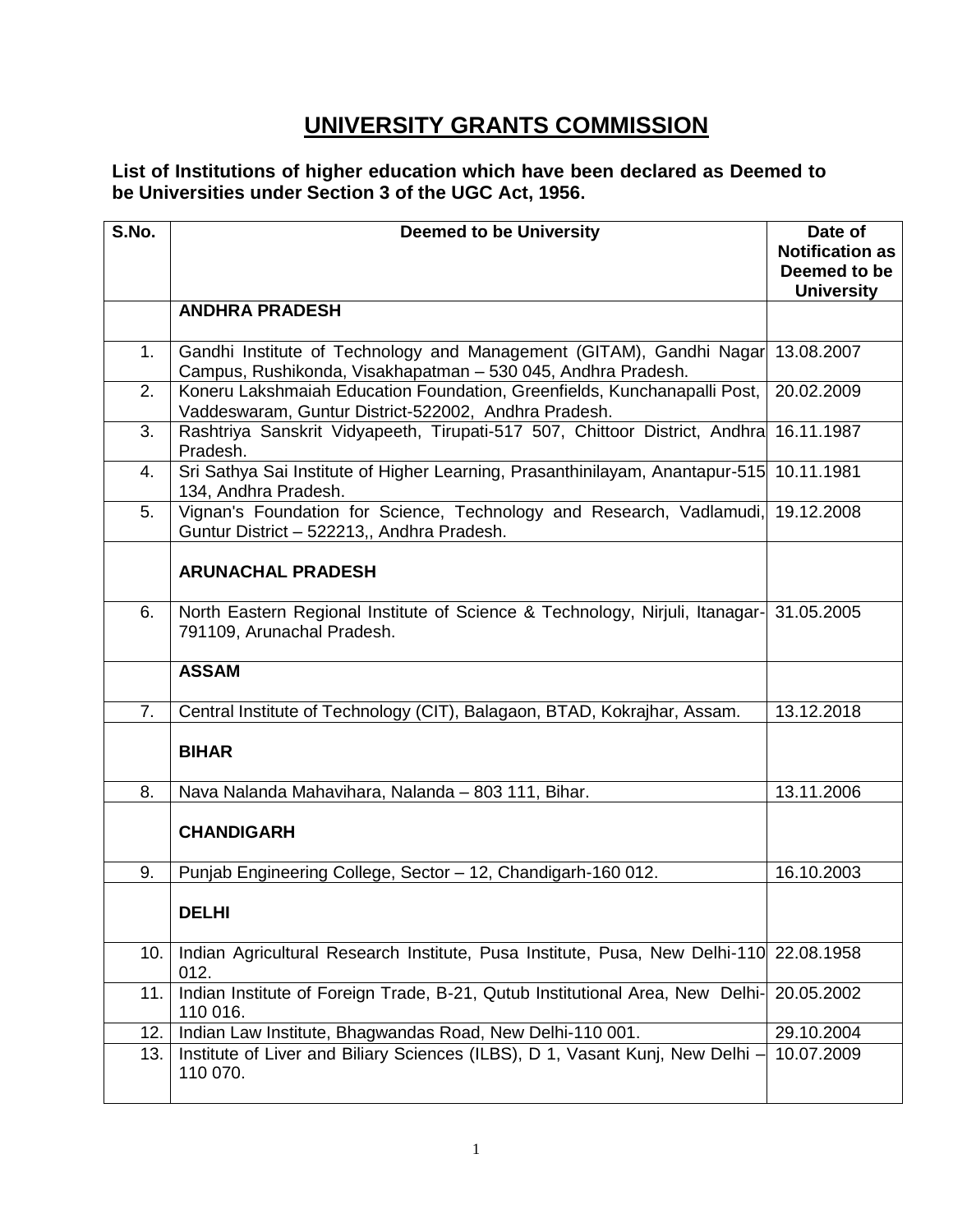# UNIVERSITY GRANTS COMMISSION

**List of Institutions of higher education which have been declared as Deemed to be Universities under Section 3 of the UGC Act, 1956.**

| S.No. | Deemed to be University | Date of Notification as Deemed to be University |
|---|---|---|
| | **ANDHRA PRADESH** | |
| 1. | Gandhi Institute of Technology and Management (GITAM), Gandhi Nagar Campus, Rushikonda, Visakhapatman – 530 045, Andhra Pradesh. | 13.08.2007 |
| 2. | Koneru Lakshmaiah Education Foundation, Greenfields, Kunchanapalli Post, Vaddeswaram, Guntur District-522002, Andhra Pradesh. | 20.02.2009 |
| 3. | Rashtriya Sanskrit Vidyapeeth, Tirupati-517 507, Chittoor District, Andhra Pradesh. | 16.11.1987 |
| 4. | Sri Sathya Sai Institute of Higher Learning, Prasanthinilayam, Anantapur-515 134, Andhra Pradesh. | 10.11.1981 |
| 5. | Vignan's Foundation for Science, Technology and Research, Vadlamudi, Guntur District – 522213,, Andhra Pradesh. | 19.12.2008 |
| | **ARUNACHAL PRADESH** | |
| 6. | North Eastern Regional Institute of Science & Technology, Nirjuli, Itanagar-791109, Arunachal Pradesh. | 31.05.2005 |
| | **ASSAM** | |
| 7. | Central Institute of Technology (CIT), Balagaon, BTAD, Kokrajhar, Assam. | 13.12.2018 |
| | **BIHAR** | |
| 8. | Nava Nalanda Mahavihara, Nalanda – 803 111, Bihar. | 13.11.2006 |
| | **CHANDIGARH** | |
| 9. | Punjab Engineering College, Sector – 12, Chandigarh-160 012. | 16.10.2003 |
| | **DELHI** | |
| 10. | Indian Agricultural Research Institute, Pusa Institute, Pusa, New Delhi-110 012. | 22.08.1958 |
| 11. | Indian Institute of Foreign Trade, B-21, Qutub Institutional Area, New Delhi-110 016. | 20.05.2002 |
| 12. | Indian Law Institute, Bhagwandas Road, New Delhi-110 001. | 29.10.2004 |
| 13. | Institute of Liver and Biliary Sciences (ILBS), D 1, Vasant Kunj, New Delhi – 110 070. | 10.07.2009 |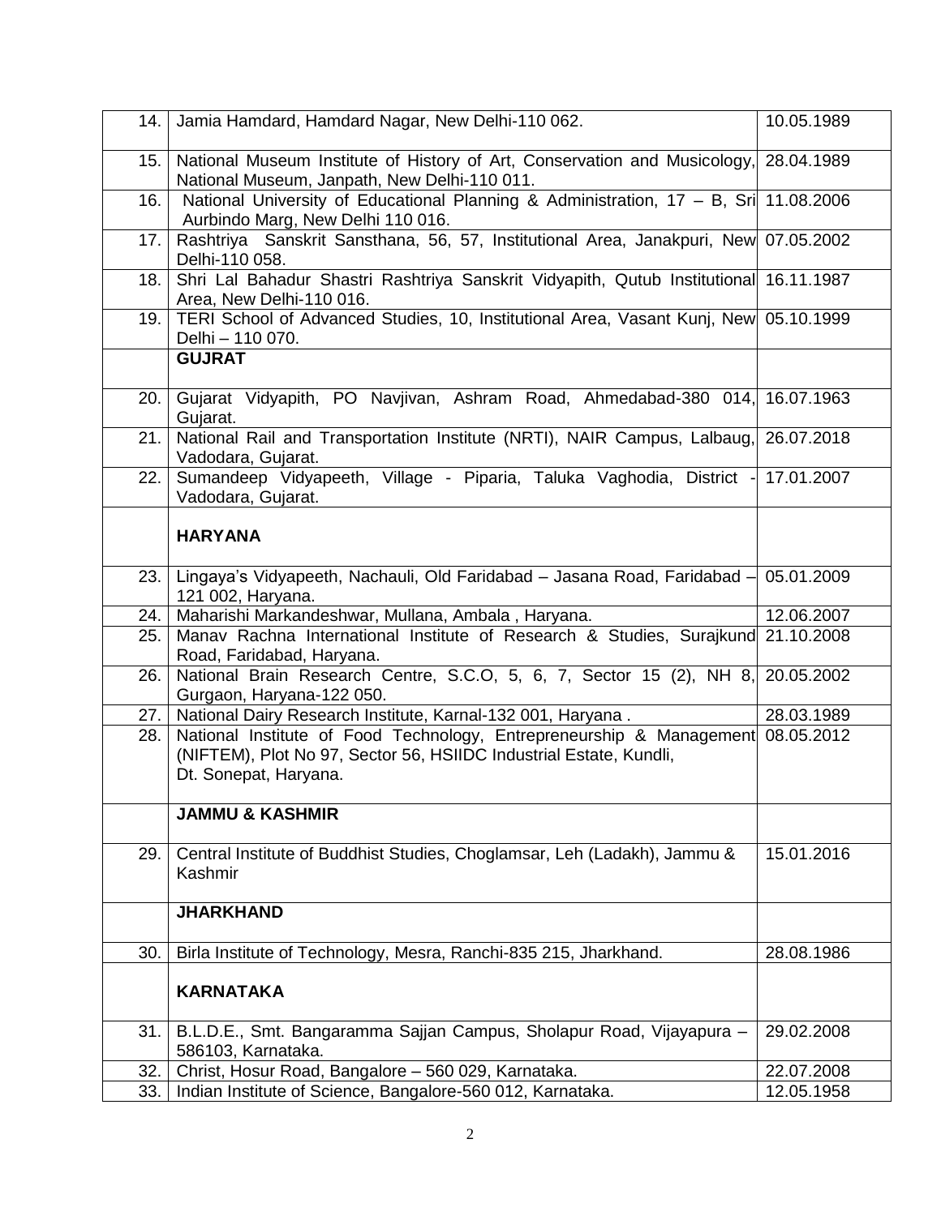| | | |
|---|---|---|
| 14. | Jamia Hamdard, Hamdard Nagar, New Delhi-110 062. | 10.05.1989 |
| 15. | National Museum Institute of History of Art, Conservation and Musicology, National Museum, Janpath, New Delhi-110 011. | 28.04.1989 |
| 16. | National University of Educational Planning & Administration, 17 – B, Sri Aurbindo Marg, New Delhi 110 016. | 11.08.2006 |
| 17. | Rashtriya Sanskrit Sansthana, 56, 57, Institutional Area, Janakpuri, New Delhi-110 058. | 07.05.2002 |
| 18. | Shri Lal Bahadur Shastri Rashtriya Sanskrit Vidyapith, Qutub Institutional Area, New Delhi-110 016. | 16.11.1987 |
| 19. | TERI School of Advanced Studies, 10, Institutional Area, Vasant Kunj, New Delhi – 110 070. | 05.10.1999 |
| | **GUJRAT** | |
| 20. | Gujarat Vidyapith, PO Navjivan, Ashram Road, Ahmedabad-380 014, Gujarat. | 16.07.1963 |
| 21. | National Rail and Transportation Institute (NRTI), NAIR Campus, Lalbaug, Vadodara, Gujarat. | 26.07.2018 |
| 22. | Sumandeep Vidyapeeth, Village - Piparia, Taluka Vaghodia, District - Vadodara, Gujarat. | 17.01.2007 |
| | **HARYANA** | |
| 23. | Lingaya's Vidyapeeth, Nachauli, Old Faridabad – Jasana Road, Faridabad – 121 002, Haryana. | 05.01.2009 |
| 24. | Maharishi Markandeshwar, Mullana, Ambala , Haryana. | 12.06.2007 |
| 25. | Manav Rachna International Institute of Research & Studies, Surajkund Road, Faridabad, Haryana. | 21.10.2008 |
| 26. | National Brain Research Centre, S.C.O, 5, 6, 7, Sector 15 (2), NH 8, Gurgaon, Haryana-122 050. | 20.05.2002 |
| 27. | National Dairy Research Institute, Karnal-132 001, Haryana . | 28.03.1989 |
| 28. | National Institute of Food Technology, Entrepreneurship & Management (NIFTEM), Plot No 97, Sector 56, HSIIDC Industrial Estate, Kundli, Dt. Sonepat, Haryana. | 08.05.2012 |
| | **JAMMU & KASHMIR** | |
| 29. | Central Institute of Buddhist Studies, Choglamsar, Leh (Ladakh), Jammu & Kashmir | 15.01.2016 |
| | **JHARKHAND** | |
| 30. | Birla Institute of Technology, Mesra, Ranchi-835 215, Jharkhand. | 28.08.1986 |
| | **KARNATAKA** | |
| 31. | B.L.D.E., Smt. Bangaramma Sajjan Campus, Sholapur Road, Vijayapura – 586103, Karnataka. | 29.02.2008 |
| 32. | Christ, Hosur Road, Bangalore – 560 029, Karnataka. | 22.07.2008 |
| 33. | Indian Institute of Science, Bangalore-560 012, Karnataka. | 12.05.1958 |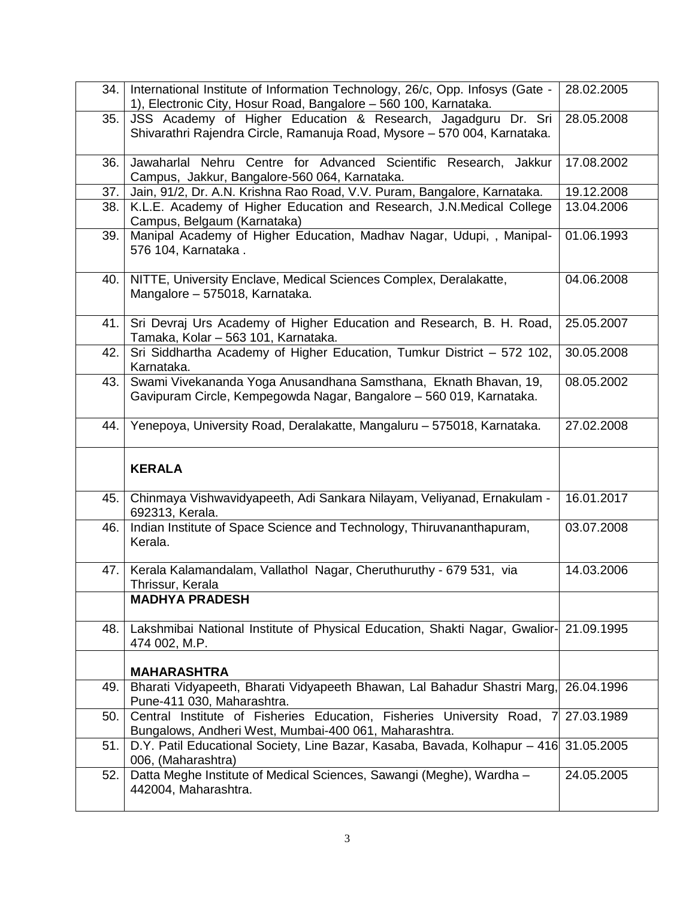| | | |
|---|---|---|
| 34. | International Institute of Information Technology, 26/c, Opp. Infosys (Gate - 1), Electronic City, Hosur Road, Bangalore – 560 100, Karnataka. | 28.02.2005 |
| 35. | JSS Academy of Higher Education & Research, Jagadguru Dr. Sri Shivarathri Rajendra Circle, Ramanuja Road, Mysore – 570 004, Karnataka. | 28.05.2008 |
| 36. | Jawaharlal Nehru Centre for Advanced Scientific Research, Jakkur Campus, Jakkur, Bangalore-560 064, Karnataka. | 17.08.2002 |
| 37. | Jain, 91/2, Dr. A.N. Krishna Rao Road, V.V. Puram, Bangalore, Karnataka. | 19.12.2008 |
| 38. | K.L.E. Academy of Higher Education and Research, J.N.Medical College Campus, Belgaum (Karnataka) | 13.04.2006 |
| 39. | Manipal Academy of Higher Education, Madhav Nagar, Udupi, , Manipal-576 104, Karnataka . | 01.06.1993 |
| 40. | NITTE, University Enclave, Medical Sciences Complex, Deralakatte, Mangalore – 575018, Karnataka. | 04.06.2008 |
| 41. | Sri Devraj Urs Academy of Higher Education and Research, B. H. Road, Tamaka, Kolar – 563 101, Karnataka. | 25.05.2007 |
| 42. | Sri Siddhartha Academy of Higher Education, Tumkur District – 572 102, Karnataka. | 30.05.2008 |
| 43. | Swami Vivekananda Yoga Anusandhana Samsthana, Eknath Bhavan, 19, Gavipuram Circle, Kempegowda Nagar, Bangalore – 560 019, Karnataka. | 08.05.2002 |
| 44. | Yenepoya, University Road, Deralakatte, Mangaluru – 575018, Karnataka. | 27.02.2008 |
| | **KERALA** | |
| 45. | Chinmaya Vishwavidyapeeth, Adi Sankara Nilayam, Veliyanad, Ernakulam - 692313, Kerala. | 16.01.2017 |
| 46. | Indian Institute of Space Science and Technology, Thiruvananthapuram, Kerala. | 03.07.2008 |
| 47. | Kerala Kalamandalam, Vallathol Nagar, Cheruthuruthy - 679 531, via Thrissur, Kerala | 14.03.2006 |
| | **MADHYA PRADESH** | |
| 48. | Lakshmibai National Institute of Physical Education, Shakti Nagar, Gwalior-474 002, M.P. | 21.09.1995 |
| | **MAHARASHTRA** | |
| 49. | Bharati Vidyapeeth, Bharati Vidyapeeth Bhawan, Lal Bahadur Shastri Marg, Pune-411 030, Maharashtra. | 26.04.1996 |
| 50. | Central Institute of Fisheries Education, Fisheries University Road, 7 Bungalows, Andheri West, Mumbai-400 061, Maharashtra. | 27.03.1989 |
| 51. | D.Y. Patil Educational Society, Line Bazar, Kasaba, Bavada, Kolhapur – 416 006, (Maharashtra) | 31.05.2005 |
| 52. | Datta Meghe Institute of Medical Sciences, Sawangi (Meghe), Wardha – 442004, Maharashtra. | 24.05.2005 |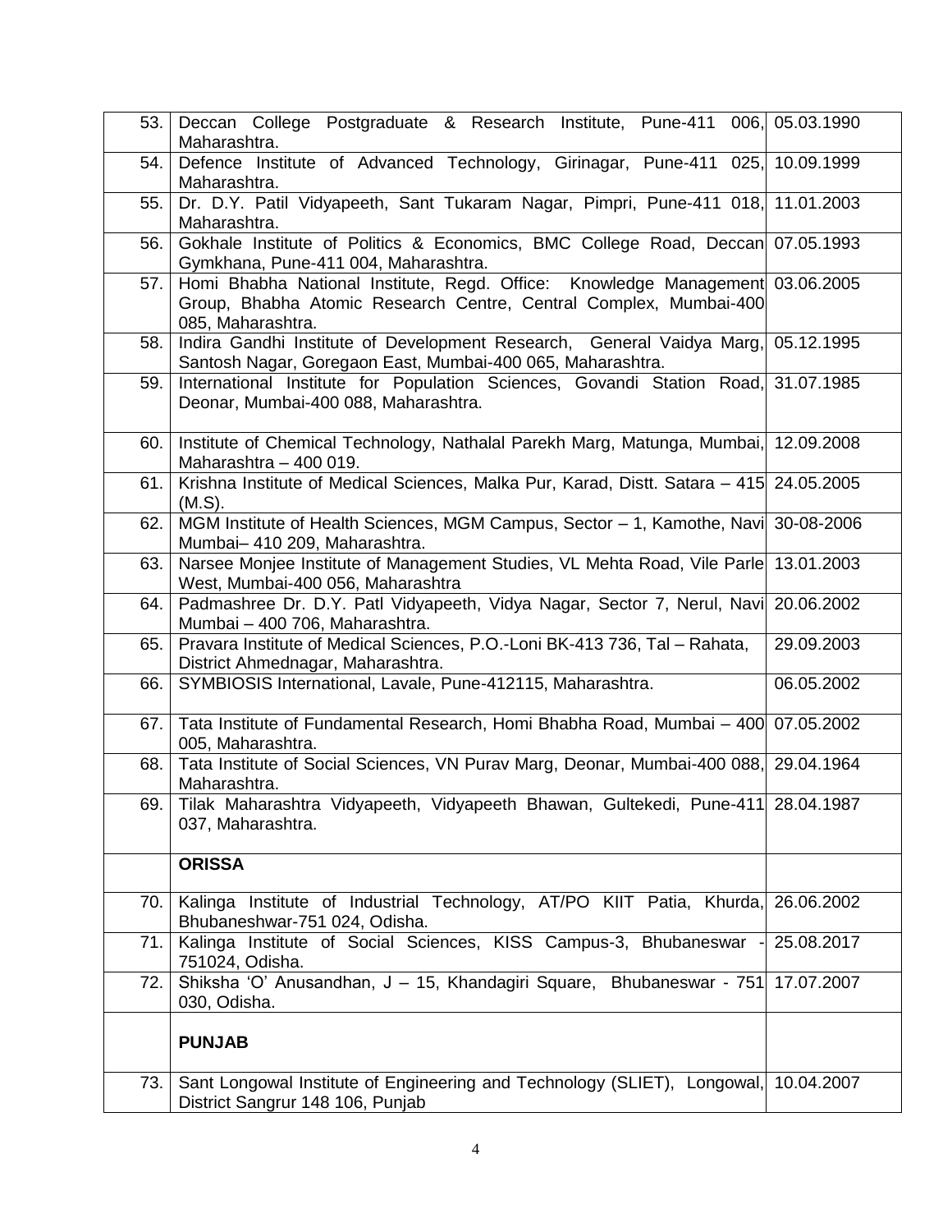| | | |
|---|---|---|
| 53. | Deccan College Postgraduate & Research Institute, Pune-411 006, Maharashtra. | 05.03.1990 |
| 54. | Defence Institute of Advanced Technology, Girinagar, Pune-411 025, Maharashtra. | 10.09.1999 |
| 55. | Dr. D.Y. Patil Vidyapeeth, Sant Tukaram Nagar, Pimpri, Pune-411 018, Maharashtra. | 11.01.2003 |
| 56. | Gokhale Institute of Politics & Economics, BMC College Road, Deccan Gymkhana, Pune-411 004, Maharashtra. | 07.05.1993 |
| 57. | Homi Bhabha National Institute, Regd. Office: Knowledge Management Group, Bhabha Atomic Research Centre, Central Complex, Mumbai-400 085, Maharashtra. | 03.06.2005 |
| 58. | Indira Gandhi Institute of Development Research, General Vaidya Marg, Santosh Nagar, Goregaon East, Mumbai-400 065, Maharashtra. | 05.12.1995 |
| 59. | International Institute for Population Sciences, Govandi Station Road, Deonar, Mumbai-400 088, Maharashtra. | 31.07.1985 |
| 60. | Institute of Chemical Technology, Nathalal Parekh Marg, Matunga, Mumbai, Maharashtra – 400 019. | 12.09.2008 |
| 61. | Krishna Institute of Medical Sciences, Malka Pur, Karad, Distt. Satara – 415 (M.S). | 24.05.2005 |
| 62. | MGM Institute of Health Sciences, MGM Campus, Sector – 1, Kamothe, Navi Mumbai– 410 209, Maharashtra. | 30-08-2006 |
| 63. | Narsee Monjee Institute of Management Studies, VL Mehta Road, Vile Parle West, Mumbai-400 056, Maharashtra | 13.01.2003 |
| 64. | Padmashree Dr. D.Y. Patl Vidyapeeth, Vidya Nagar, Sector 7, Nerul, Navi Mumbai – 400 706, Maharashtra. | 20.06.2002 |
| 65. | Pravara Institute of Medical Sciences, P.O.-Loni BK-413 736, Tal – Rahata, District Ahmednagar, Maharashtra. | 29.09.2003 |
| 66. | SYMBIOSIS International, Lavale, Pune-412115, Maharashtra. | 06.05.2002 |
| 67. | Tata Institute of Fundamental Research, Homi Bhabha Road, Mumbai – 400 005, Maharashtra. | 07.05.2002 |
| 68. | Tata Institute of Social Sciences, VN Purav Marg, Deonar, Mumbai-400 088, Maharashtra. | 29.04.1964 |
| 69. | Tilak Maharashtra Vidyapeeth, Vidyapeeth Bhawan, Gultekedi, Pune-411 037, Maharashtra. | 28.04.1987 |
| | **ORISSA** | |
| 70. | Kalinga Institute of Industrial Technology, AT/PO KIIT Patia, Khurda, Bhubaneshwar-751 024, Odisha. | 26.06.2002 |
| 71. | Kalinga Institute of Social Sciences, KISS Campus-3, Bhubaneswar - 751024, Odisha. | 25.08.2017 |
| 72. | Shiksha 'O' Anusandhan, J – 15, Khandagiri Square, Bhubaneswar - 751 030, Odisha. | 17.07.2007 |
| | **PUNJAB** | |
| 73. | Sant Longowal Institute of Engineering and Technology (SLIET), Longowal, District Sangrur 148 106, Punjab | 10.04.2007 |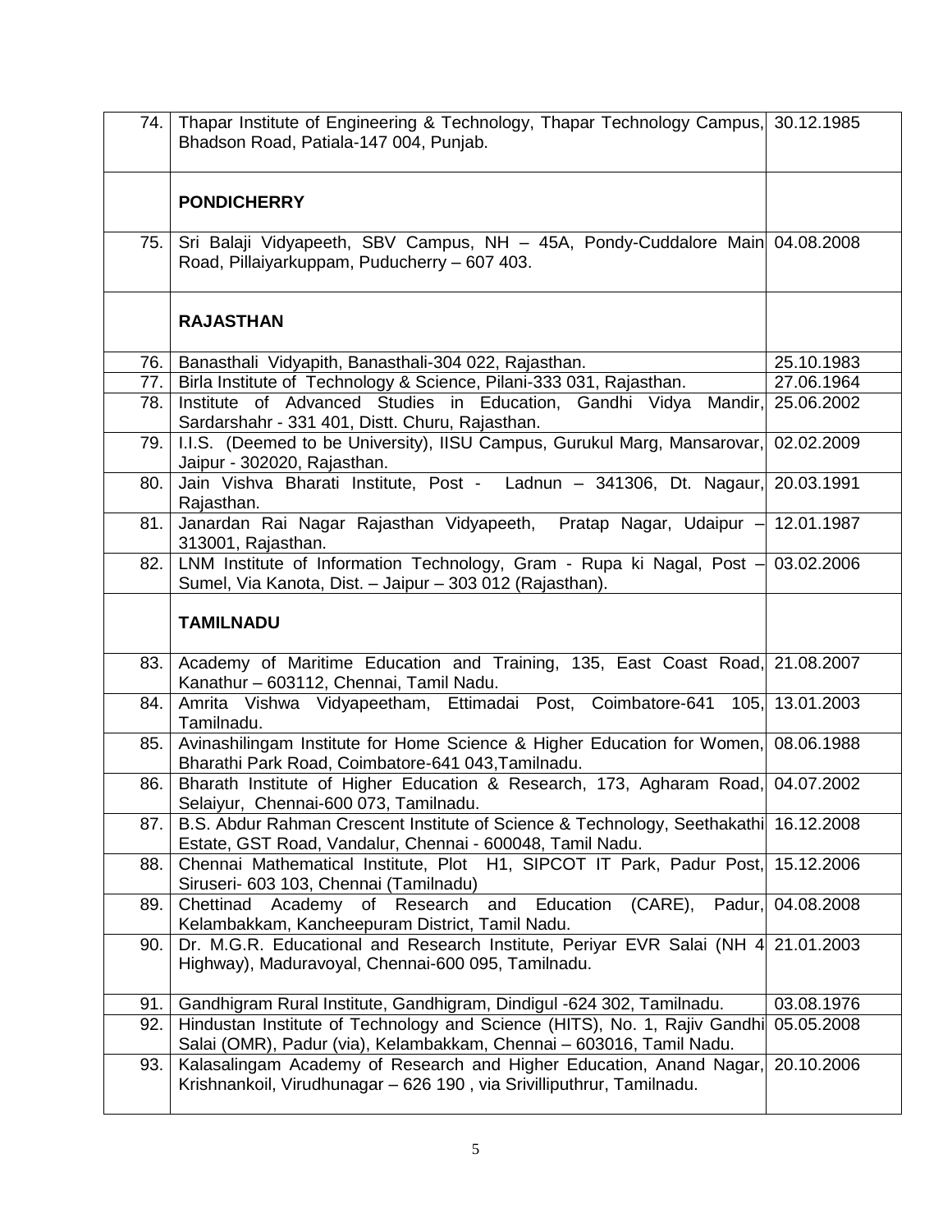| | | |
|---|---|---|
| 74. | Thapar Institute of Engineering & Technology, Thapar Technology Campus, Bhadson Road, Patiala-147 004, Punjab. | 30.12.1985 |
| | **PONDICHERRY** | |
| 75. | Sri Balaji Vidyapeeth, SBV Campus, NH – 45A, Pondy-Cuddalore Main Road, Pillaiyarkuppam, Puducherry – 607 403. | 04.08.2008 |
| | **RAJASTHAN** | |
| 76. | Banasthali Vidyapith, Banasthali-304 022, Rajasthan. | 25.10.1983 |
| 77. | Birla Institute of Technology & Science, Pilani-333 031, Rajasthan. | 27.06.1964 |
| 78. | Institute of Advanced Studies in Education, Gandhi Vidya Mandir, Sardarshahr - 331 401, Distt. Churu, Rajasthan. | 25.06.2002 |
| 79. | I.I.S. (Deemed to be University), IISU Campus, Gurukul Marg, Mansarovar, Jaipur - 302020, Rajasthan. | 02.02.2009 |
| 80. | Jain Vishva Bharati Institute, Post - Ladnun – 341306, Dt. Nagaur, Rajasthan. | 20.03.1991 |
| 81. | Janardan Rai Nagar Rajasthan Vidyapeeth, Pratap Nagar, Udaipur – 313001, Rajasthan. | 12.01.1987 |
| 82. | LNM Institute of Information Technology, Gram - Rupa ki Nagal, Post – Sumel, Via Kanota, Dist. – Jaipur – 303 012 (Rajasthan). | 03.02.2006 |
| | **TAMILNADU** | |
| 83. | Academy of Maritime Education and Training, 135, East Coast Road, Kanathur – 603112, Chennai, Tamil Nadu. | 21.08.2007 |
| 84. | Amrita Vishwa Vidyapeetham, Ettimadai Post, Coimbatore-641 105, Tamilnadu. | 13.01.2003 |
| 85. | Avinashilingam Institute for Home Science & Higher Education for Women, Bharathi Park Road, Coimbatore-641 043,Tamilnadu. | 08.06.1988 |
| 86. | Bharath Institute of Higher Education & Research, 173, Agharam Road, Selaiyur, Chennai-600 073, Tamilnadu. | 04.07.2002 |
| 87. | B.S. Abdur Rahman Crescent Institute of Science & Technology, Seethakathi Estate, GST Road, Vandalur, Chennai - 600048, Tamil Nadu. | 16.12.2008 |
| 88. | Chennai Mathematical Institute, Plot H1, SIPCOT IT Park, Padur Post, Siruseri- 603 103, Chennai (Tamilnadu) | 15.12.2006 |
| 89. | Chettinad Academy of Research and Education (CARE), Padur, Kelambakkam, Kancheepuram District, Tamil Nadu. | 04.08.2008 |
| 90. | Dr. M.G.R. Educational and Research Institute, Periyar EVR Salai (NH 4 Highway), Maduravoyal, Chennai-600 095, Tamilnadu. | 21.01.2003 |
| 91. | Gandhigram Rural Institute, Gandhigram, Dindigul -624 302, Tamilnadu. | 03.08.1976 |
| 92. | Hindustan Institute of Technology and Science (HITS), No. 1, Rajiv Gandhi Salai (OMR), Padur (via), Kelambakkam, Chennai – 603016, Tamil Nadu. | 05.05.2008 |
| 93. | Kalasalingam Academy of Research and Higher Education, Anand Nagar, Krishnankoil, Virudhunagar – 626 190 , via Srivilliputhrur, Tamilnadu. | 20.10.2006 |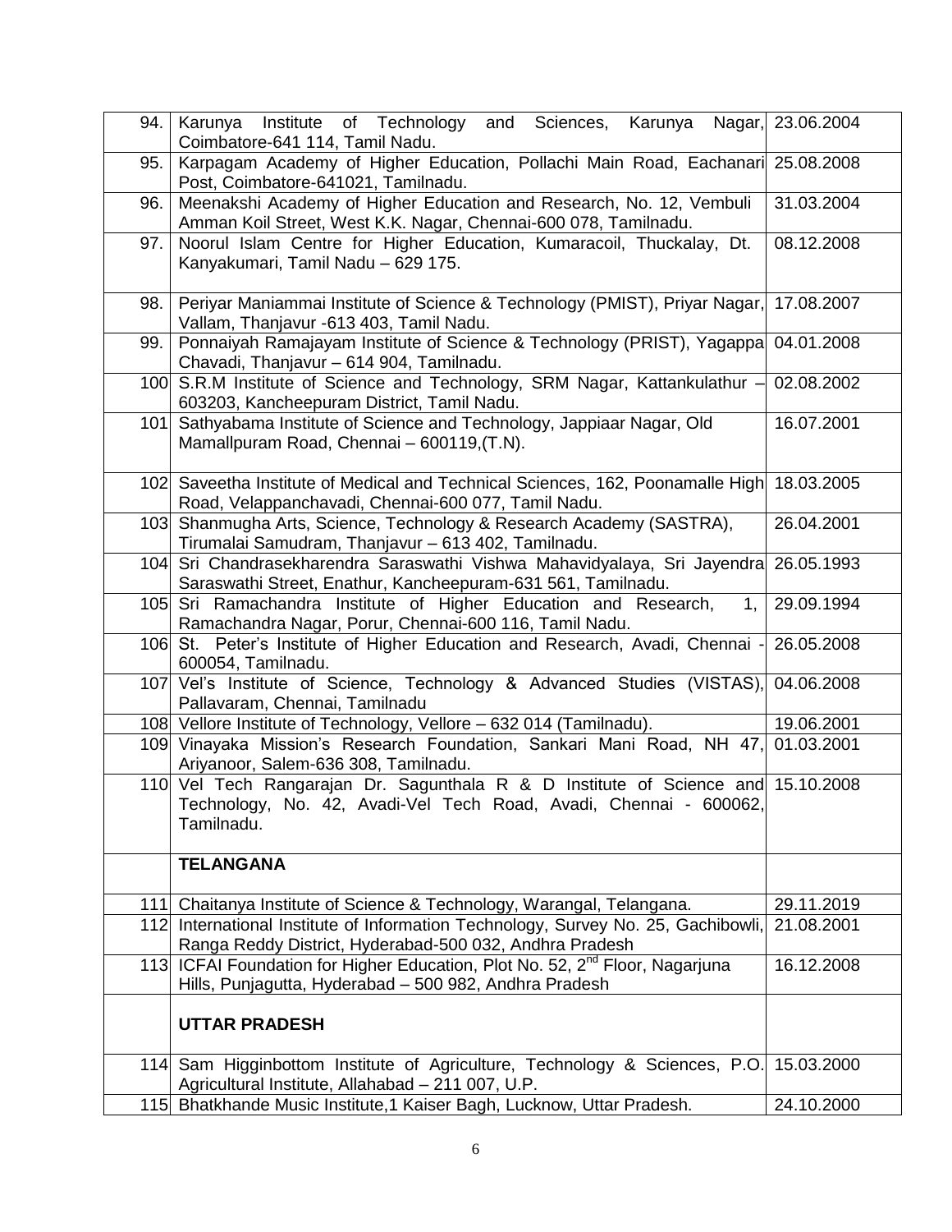| | | |
|---|---|---|
| 94. | Karunya Institute of Technology and Sciences, Karunya Nagar, Coimbatore-641 114, Tamil Nadu. | 23.06.2004 |
| 95. | Karpagam Academy of Higher Education, Pollachi Main Road, Eachanari Post, Coimbatore-641021, Tamilnadu. | 25.08.2008 |
| 96. | Meenakshi Academy of Higher Education and Research, No. 12, Vembuli Amman Koil Street, West K.K. Nagar, Chennai-600 078, Tamilnadu. | 31.03.2004 |
| 97. | Noorul Islam Centre for Higher Education, Kumaracoil, Thuckalay, Dt. Kanyakumari, Tamil Nadu – 629 175. | 08.12.2008 |
| 98. | Periyar Maniammai Institute of Science & Technology (PMIST), Priyar Nagar, Vallam, Thanjavur -613 403, Tamil Nadu. | 17.08.2007 |
| 99. | Ponnaiyah Ramajayam Institute of Science & Technology (PRIST), Yagappa Chavadi, Thanjavur – 614 904, Tamilnadu. | 04.01.2008 |
| 100 | S.R.M Institute of Science and Technology, SRM Nagar, Kattankulathur – 603203, Kancheepuram District, Tamil Nadu. | 02.08.2002 |
| 101 | Sathyabama Institute of Science and Technology, Jappiaar Nagar, Old Mamallpuram Road, Chennai – 600119,(T.N). | 16.07.2001 |
| 102 | Saveetha Institute of Medical and Technical Sciences, 162, Poonamalle High Road, Velappanchavadi, Chennai-600 077, Tamil Nadu. | 18.03.2005 |
| 103 | Shanmugha Arts, Science, Technology & Research Academy (SASTRA), Tirumalai Samudram, Thanjavur – 613 402, Tamilnadu. | 26.04.2001 |
| 104 | Sri Chandrasekharendra Saraswathi Vishwa Mahavidyalaya, Sri Jayendra Saraswathi Street, Enathur, Kancheepuram-631 561, Tamilnadu. | 26.05.1993 |
| 105 | Sri Ramachandra Institute of Higher Education and Research, 1, Ramachandra Nagar, Porur, Chennai-600 116, Tamil Nadu. | 29.09.1994 |
| 106 | St. Peter's Institute of Higher Education and Research, Avadi, Chennai - 600054, Tamilnadu. | 26.05.2008 |
| 107 | Vel's Institute of Science, Technology & Advanced Studies (VISTAS), Pallavaram, Chennai, Tamilnadu | 04.06.2008 |
| 108 | Vellore Institute of Technology, Vellore – 632 014 (Tamilnadu). | 19.06.2001 |
| 109 | Vinayaka Mission's Research Foundation, Sankari Mani Road, NH 47, Ariyanoor, Salem-636 308, Tamilnadu. | 01.03.2001 |
| 110 | Vel Tech Rangarajan Dr. Sagunthala R & D Institute of Science and Technology, No. 42, Avadi-Vel Tech Road, Avadi, Chennai - 600062, Tamilnadu. | 15.10.2008 |
| | **TELANGANA** | |
| 111 | Chaitanya Institute of Science & Technology, Warangal, Telangana. | 29.11.2019 |
| 112 | International Institute of Information Technology, Survey No. 25, Gachibowli, Ranga Reddy District, Hyderabad-500 032, Andhra Pradesh | 21.08.2001 |
| 113 | ICFAI Foundation for Higher Education, Plot No. 52, 2nd Floor, Nagarjuna Hills, Punjagutta, Hyderabad – 500 982, Andhra Pradesh | 16.12.2008 |
| | **UTTAR PRADESH** | |
| 114 | Sam Higginbottom Institute of Agriculture, Technology & Sciences, P.O. Agricultural Institute, Allahabad – 211 007, U.P. | 15.03.2000 |
| 115 | Bhatkhande Music Institute,1 Kaiser Bagh, Lucknow, Uttar Pradesh. | 24.10.2000 |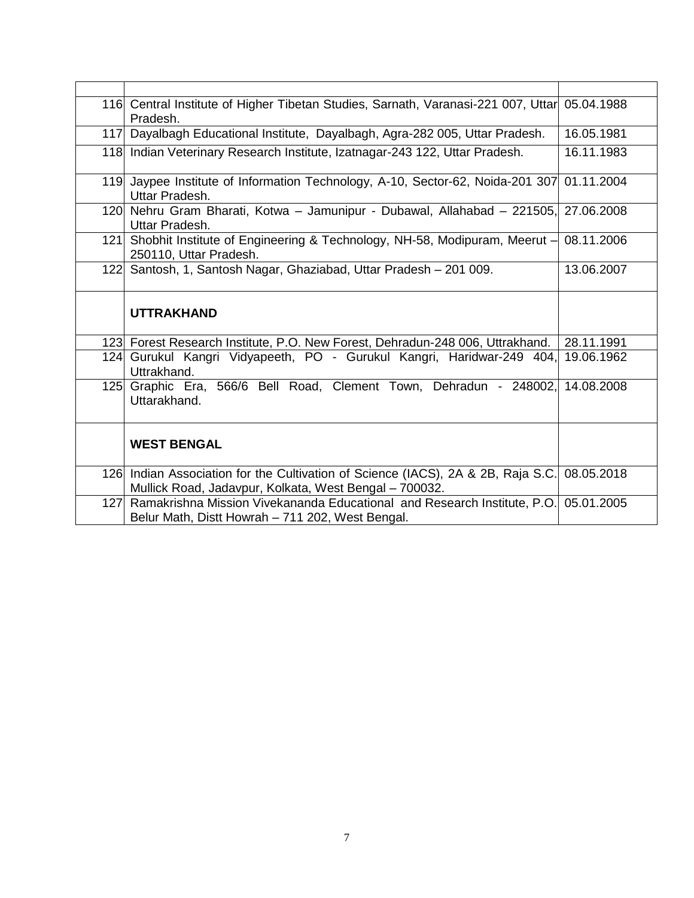| | | |
|---|---|---|
| 116 | Central Institute of Higher Tibetan Studies, Sarnath, Varanasi-221 007, Uttar Pradesh. | 05.04.1988 |
| 117 | Dayalbagh Educational Institute, Dayalbagh, Agra-282 005, Uttar Pradesh. | 16.05.1981 |
| 118 | Indian Veterinary Research Institute, Izatnagar-243 122, Uttar Pradesh. | 16.11.1983 |
| 119 | Jaypee Institute of Information Technology, A-10, Sector-62, Noida-201 307 Uttar Pradesh. | 01.11.2004 |
| 120 | Nehru Gram Bharati, Kotwa – Jamunipur - Dubawal, Allahabad – 221505, Uttar Pradesh. | 27.06.2008 |
| 121 | Shobhit Institute of Engineering & Technology, NH-58, Modipuram, Meerut – 250110, Uttar Pradesh. | 08.11.2006 |
| 122 | Santosh, 1, Santosh Nagar, Ghaziabad, Uttar Pradesh – 201 009. | 13.06.2007 |
| | **UTTRAKHAND** | |
| 123 | Forest Research Institute, P.O. New Forest, Dehradun-248 006, Uttrakhand. | 28.11.1991 |
| 124 | Gurukul Kangri Vidyapeeth, PO - Gurukul Kangri, Haridwar-249 404, Uttrakhand. | 19.06.1962 |
| 125 | Graphic Era, 566/6 Bell Road, Clement Town, Dehradun - 248002, Uttarakhand. | 14.08.2008 |
| | **WEST BENGAL** | |
| 126 | Indian Association for the Cultivation of Science (IACS), 2A & 2B, Raja S.C. Mullick Road, Jadavpur, Kolkata, West Bengal – 700032. | 08.05.2018 |
| 127 | Ramakrishna Mission Vivekananda Educational and Research Institute, P.O. Belur Math, Distt Howrah – 711 202, West Bengal. | 05.01.2005 |